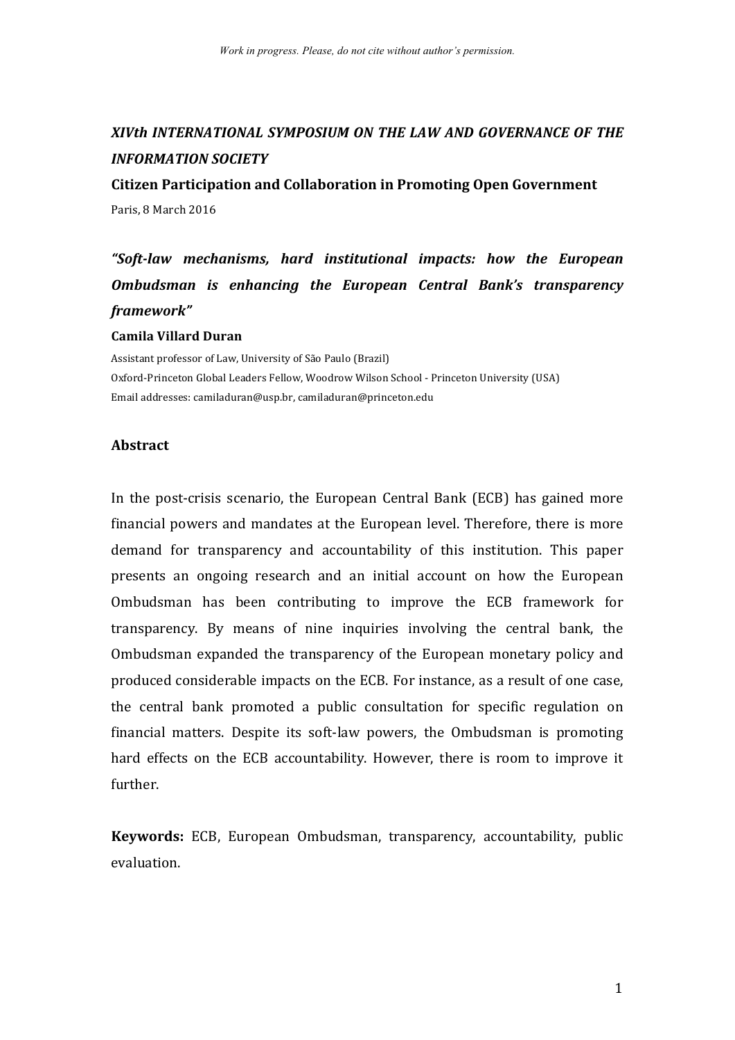Work in progress. Please, do not cite without author's permission.

***XIVth INTERNATIONAL SYMPOSIUM ON THE LAW AND GOVERNANCE OF THE INFORMATION SOCIETY***

**Citizen Participation and Collaboration in Promoting Open Government**

Paris, 8 March 2016

# *"Soft-law mechanisms, hard institutional impacts: how the European Ombudsman is enhancing the European Central Bank's transparency framework"*

**Camila Villard Duran**

Assistant professor of Law, University of São Paulo (Brazil)
Oxford-Princeton Global Leaders Fellow, Woodrow Wilson School - Princeton University (USA)
Email addresses: camiladuran@usp.br, camiladuran@princeton.edu

## Abstract

In the post-crisis scenario, the European Central Bank (ECB) has gained more financial powers and mandates at the European level. Therefore, there is more demand for transparency and accountability of this institution. This paper presents an ongoing research and an initial account on how the European Ombudsman has been contributing to improve the ECB framework for transparency. By means of nine inquiries involving the central bank, the Ombudsman expanded the transparency of the European monetary policy and produced considerable impacts on the ECB. For instance, as a result of one case, the central bank promoted a public consultation for specific regulation on financial matters. Despite its soft-law powers, the Ombudsman is promoting hard effects on the ECB accountability. However, there is room to improve it further.

**Keywords:** ECB, European Ombudsman, transparency, accountability, public evaluation.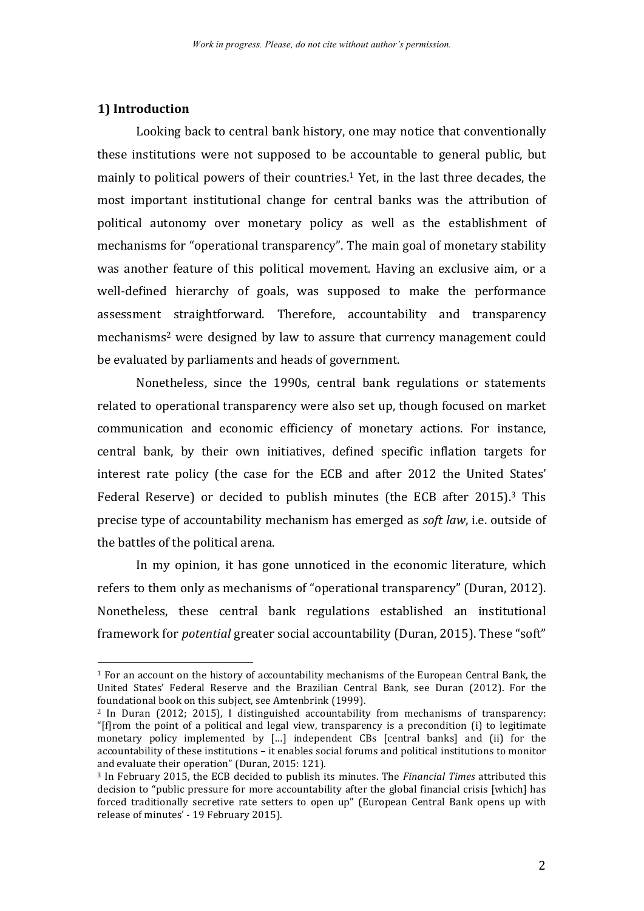## 1) Introduction

Looking back to central bank history, one may notice that conventionally these institutions were not supposed to be accountable to general public, but mainly to political powers of their countries.[1] Yet, in the last three decades, the most important institutional change for central banks was the attribution of political autonomy over monetary policy as well as the establishment of mechanisms for "operational transparency". The main goal of monetary stability was another feature of this political movement. Having an exclusive aim, or a well-defined hierarchy of goals, was supposed to make the performance assessment straightforward. Therefore, accountability and transparency mechanisms[2] were designed by law to assure that currency management could be evaluated by parliaments and heads of government.

Nonetheless, since the 1990s, central bank regulations or statements related to operational transparency were also set up, though focused on market communication and economic efficiency of monetary actions. For instance, central bank, by their own initiatives, defined specific inflation targets for interest rate policy (the case for the ECB and after 2012 the United States' Federal Reserve) or decided to publish minutes (the ECB after 2015).[3] This precise type of accountability mechanism has emerged as *soft law*, i.e. outside of the battles of the political arena.

In my opinion, it has gone unnoticed in the economic literature, which refers to them only as mechanisms of "operational transparency" (Duran, 2012). Nonetheless, these central bank regulations established an institutional framework for *potential* greater social accountability (Duran, 2015). These "soft"

---

[1] For an account on the history of accountability mechanisms of the European Central Bank, the United States' Federal Reserve and the Brazilian Central Bank, see Duran (2012). For the foundational book on this subject, see Amtenbrink (1999).

[2] In Duran (2012; 2015), I distinguished accountability from mechanisms of transparency: "[f]rom the point of a political and legal view, transparency is a precondition (i) to legitimate monetary policy implemented by [...] independent CBs [central banks] and (ii) for the accountability of these institutions – it enables social forums and political institutions to monitor and evaluate their operation" (Duran, 2015: 121).

[3] In February 2015, the ECB decided to publish its minutes. The *Financial Times* attributed this decision to "public pressure for more accountability after the global financial crisis [which] has forced traditionally secretive rate setters to open up" (European Central Bank opens up with release of minutes' - 19 February 2015).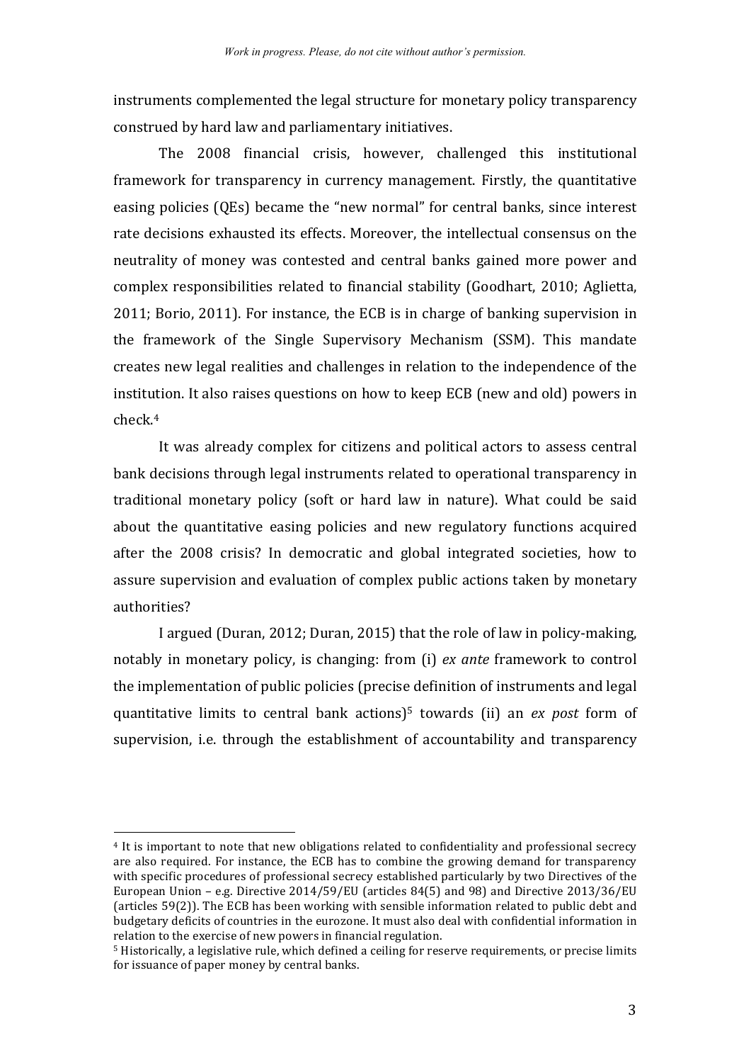instruments complemented the legal structure for monetary policy transparency construed by hard law and parliamentary initiatives.

The 2008 financial crisis, however, challenged this institutional framework for transparency in currency management. Firstly, the quantitative easing policies (QEs) became the "new normal" for central banks, since interest rate decisions exhausted its effects. Moreover, the intellectual consensus on the neutrality of money was contested and central banks gained more power and complex responsibilities related to financial stability (Goodhart, 2010; Aglietta, 2011; Borio, 2011). For instance, the ECB is in charge of banking supervision in the framework of the Single Supervisory Mechanism (SSM). This mandate creates new legal realities and challenges in relation to the independence of the institution. It also raises questions on how to keep ECB (new and old) powers in check.[4]

It was already complex for citizens and political actors to assess central bank decisions through legal instruments related to operational transparency in traditional monetary policy (soft or hard law in nature). What could be said about the quantitative easing policies and new regulatory functions acquired after the 2008 crisis? In democratic and global integrated societies, how to assure supervision and evaluation of complex public actions taken by monetary authorities?

I argued (Duran, 2012; Duran, 2015) that the role of law in policy-making, notably in monetary policy, is changing: from (i) *ex ante* framework to control the implementation of public policies (precise definition of instruments and legal quantitative limits to central bank actions)[5] towards (ii) an *ex post* form of supervision, i.e. through the establishment of accountability and transparency

---

[4] It is important to note that new obligations related to confidentiality and professional secrecy are also required. For instance, the ECB has to combine the growing demand for transparency with specific procedures of professional secrecy established particularly by two Directives of the European Union – e.g. Directive 2014/59/EU (articles 84(5) and 98) and Directive 2013/36/EU (articles 59(2)). The ECB has been working with sensible information related to public debt and budgetary deficits of countries in the eurozone. It must also deal with confidential information in relation to the exercise of new powers in financial regulation.

[5] Historically, a legislative rule, which defined a ceiling for reserve requirements, or precise limits for issuance of paper money by central banks.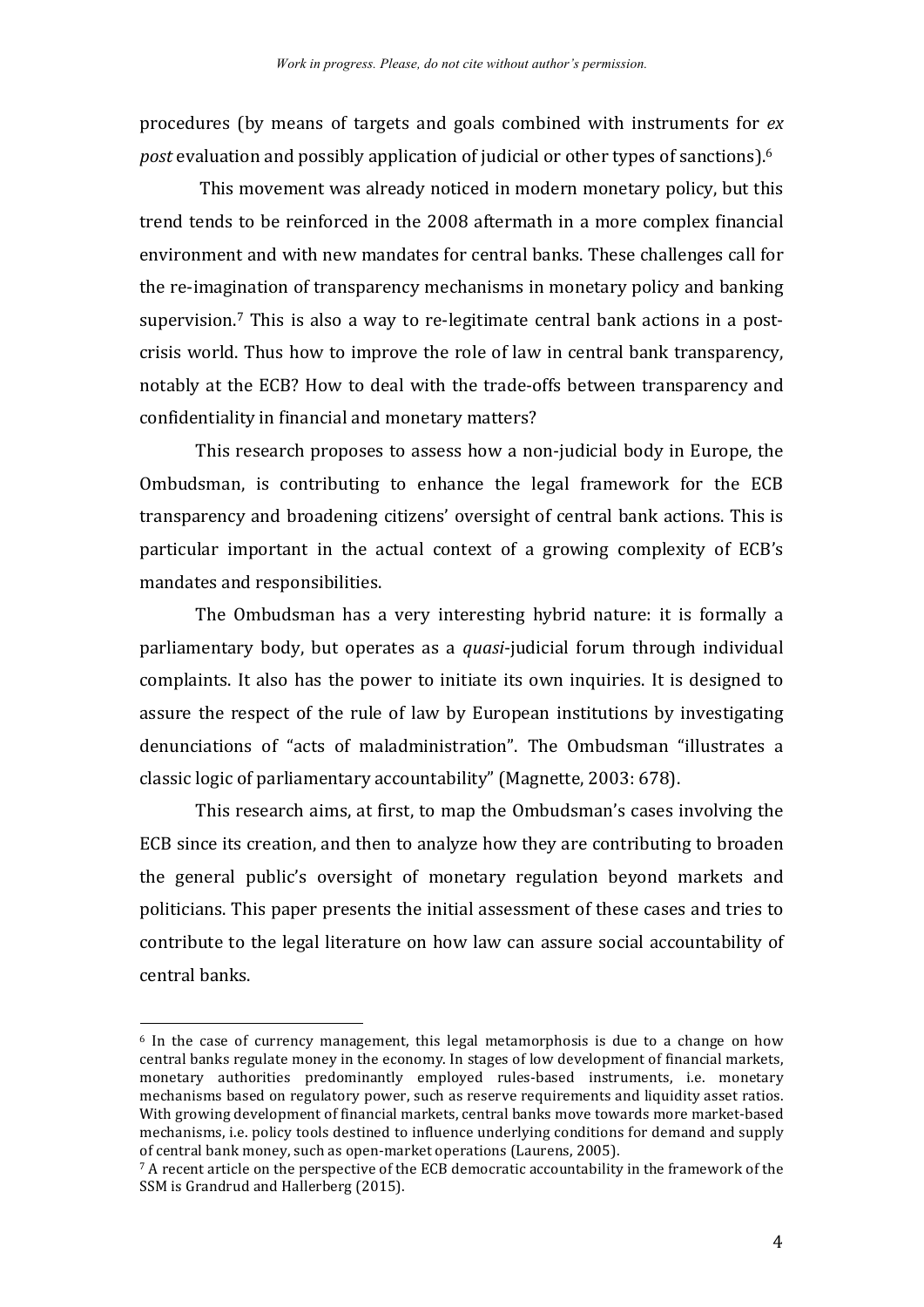procedures (by means of targets and goals combined with instruments for *ex post* evaluation and possibly application of judicial or other types of sanctions).[6]

This movement was already noticed in modern monetary policy, but this trend tends to be reinforced in the 2008 aftermath in a more complex financial environment and with new mandates for central banks. These challenges call for the re-imagination of transparency mechanisms in monetary policy and banking supervision.[7] This is also a way to re-legitimate central bank actions in a post-crisis world. Thus how to improve the role of law in central bank transparency, notably at the ECB? How to deal with the trade-offs between transparency and confidentiality in financial and monetary matters?

This research proposes to assess how a non-judicial body in Europe, the Ombudsman, is contributing to enhance the legal framework for the ECB transparency and broadening citizens' oversight of central bank actions. This is particular important in the actual context of a growing complexity of ECB's mandates and responsibilities.

The Ombudsman has a very interesting hybrid nature: it is formally a parliamentary body, but operates as a *quasi*-judicial forum through individual complaints. It also has the power to initiate its own inquiries. It is designed to assure the respect of the rule of law by European institutions by investigating denunciations of "acts of maladministration". The Ombudsman "illustrates a classic logic of parliamentary accountability" (Magnette, 2003: 678).

This research aims, at first, to map the Ombudsman's cases involving the ECB since its creation, and then to analyze how they are contributing to broaden the general public's oversight of monetary regulation beyond markets and politicians. This paper presents the initial assessment of these cases and tries to contribute to the legal literature on how law can assure social accountability of central banks.

---

[6] In the case of currency management, this legal metamorphosis is due to a change on how central banks regulate money in the economy. In stages of low development of financial markets, monetary authorities predominantly employed rules-based instruments, i.e. monetary mechanisms based on regulatory power, such as reserve requirements and liquidity asset ratios. With growing development of financial markets, central banks move towards more market-based mechanisms, i.e. policy tools destined to influence underlying conditions for demand and supply of central bank money, such as open-market operations (Laurens, 2005).

[7] A recent article on the perspective of the ECB democratic accountability in the framework of the SSM is Grandrud and Hallerberg (2015).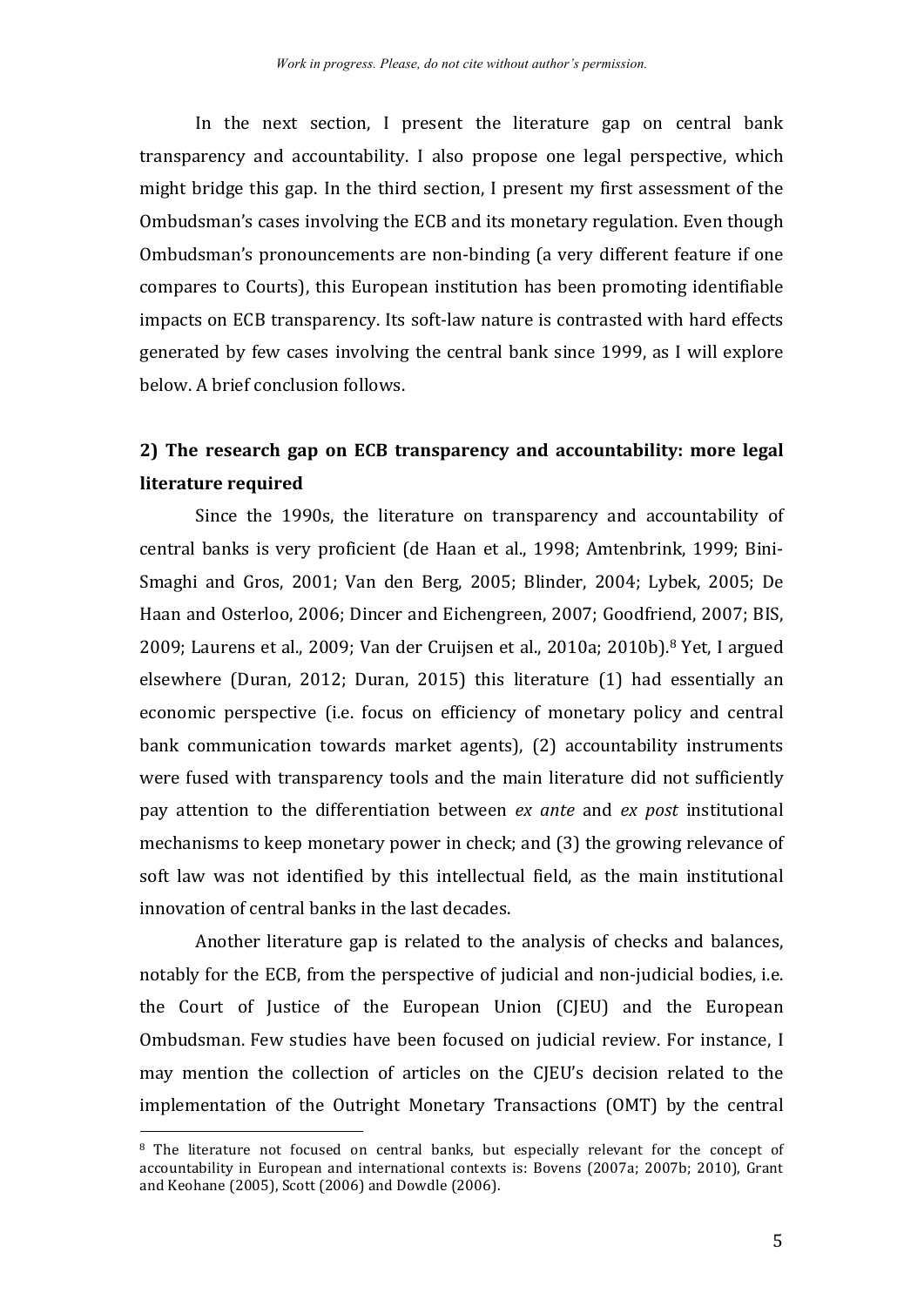In the next section, I present the literature gap on central bank transparency and accountability. I also propose one legal perspective, which might bridge this gap. In the third section, I present my first assessment of the Ombudsman's cases involving the ECB and its monetary regulation. Even though Ombudsman's pronouncements are non-binding (a very different feature if one compares to Courts), this European institution has been promoting identifiable impacts on ECB transparency. Its soft-law nature is contrasted with hard effects generated by few cases involving the central bank since 1999, as I will explore below. A brief conclusion follows.

## 2) The research gap on ECB transparency and accountability: more legal literature required

Since the 1990s, the literature on transparency and accountability of central banks is very proficient (de Haan et al., 1998; Amtenbrink, 1999; Bini-Smaghi and Gros, 2001; Van den Berg, 2005; Blinder, 2004; Lybek, 2005; De Haan and Osterloo, 2006; Dincer and Eichengreen, 2007; Goodfriend, 2007; BIS, 2009; Laurens et al., 2009; Van der Cruijsen et al., 2010a; 2010b).[8] Yet, I argued elsewhere (Duran, 2012; Duran, 2015) this literature (1) had essentially an economic perspective (i.e. focus on efficiency of monetary policy and central bank communication towards market agents), (2) accountability instruments were fused with transparency tools and the main literature did not sufficiently pay attention to the differentiation between *ex ante* and *ex post* institutional mechanisms to keep monetary power in check; and (3) the growing relevance of soft law was not identified by this intellectual field, as the main institutional innovation of central banks in the last decades.

Another literature gap is related to the analysis of checks and balances, notably for the ECB, from the perspective of judicial and non-judicial bodies, i.e. the Court of Justice of the European Union (CJEU) and the European Ombudsman. Few studies have been focused on judicial review. For instance, I may mention the collection of articles on the CJEU's decision related to the implementation of the Outright Monetary Transactions (OMT) by the central

[8] The literature not focused on central banks, but especially relevant for the concept of accountability in European and international contexts is: Bovens (2007a; 2007b; 2010), Grant and Keohane (2005), Scott (2006) and Dowdle (2006).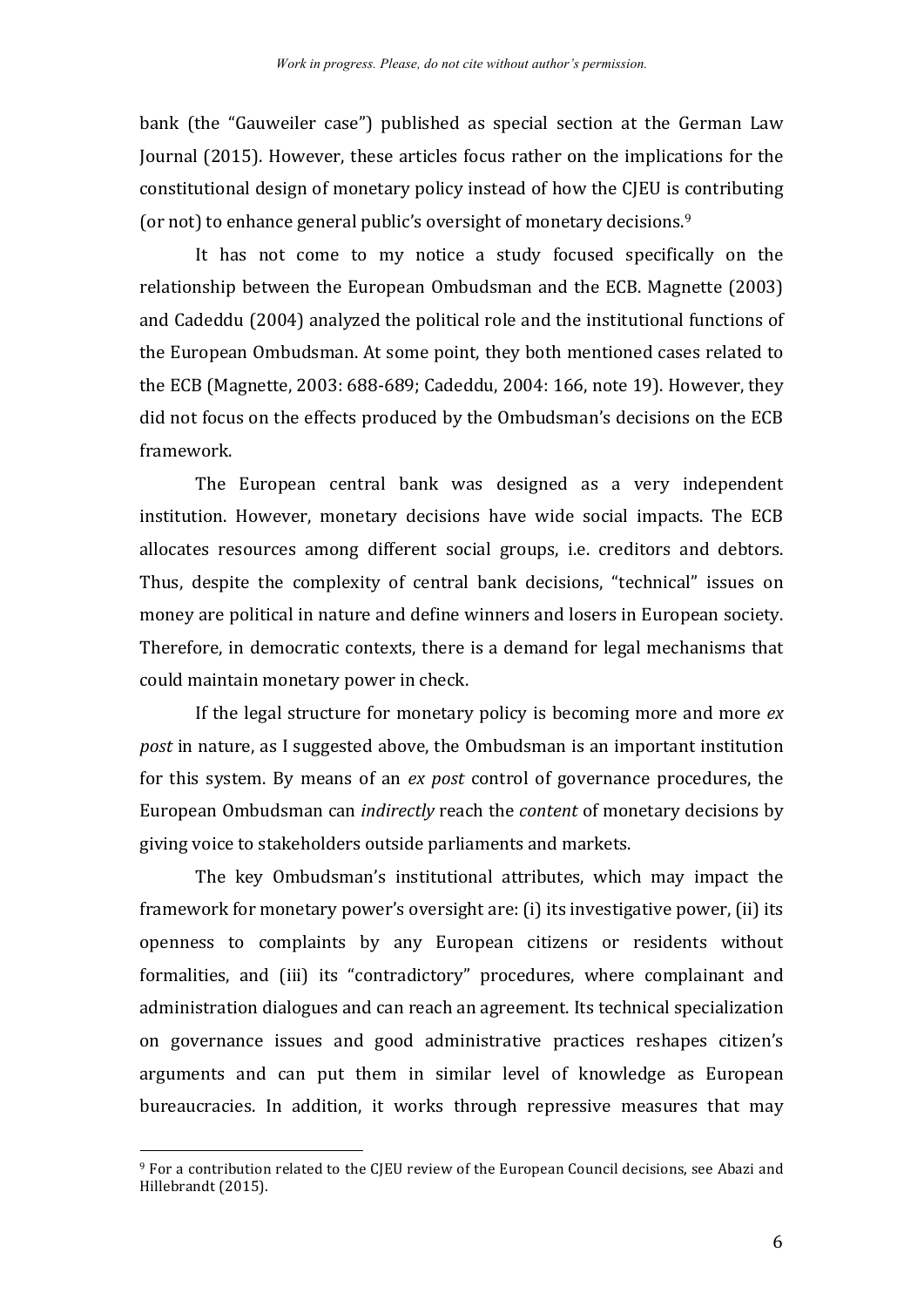bank (the "Gauweiler case") published as special section at the German Law Journal (2015). However, these articles focus rather on the implications for the constitutional design of monetary policy instead of how the CJEU is contributing (or not) to enhance general public's oversight of monetary decisions.[9]

It has not come to my notice a study focused specifically on the relationship between the European Ombudsman and the ECB. Magnette (2003) and Cadeddu (2004) analyzed the political role and the institutional functions of the European Ombudsman. At some point, they both mentioned cases related to the ECB (Magnette, 2003: 688-689; Cadeddu, 2004: 166, note 19). However, they did not focus on the effects produced by the Ombudsman's decisions on the ECB framework.

The European central bank was designed as a very independent institution. However, monetary decisions have wide social impacts. The ECB allocates resources among different social groups, i.e. creditors and debtors. Thus, despite the complexity of central bank decisions, "technical" issues on money are political in nature and define winners and losers in European society. Therefore, in democratic contexts, there is a demand for legal mechanisms that could maintain monetary power in check.

If the legal structure for monetary policy is becoming more and more *ex post* in nature, as I suggested above, the Ombudsman is an important institution for this system. By means of an *ex post* control of governance procedures, the European Ombudsman can *indirectly* reach the *content* of monetary decisions by giving voice to stakeholders outside parliaments and markets.

The key Ombudsman's institutional attributes, which may impact the framework for monetary power's oversight are: (i) its investigative power, (ii) its openness to complaints by any European citizens or residents without formalities, and (iii) its "contradictory" procedures, where complainant and administration dialogues and can reach an agreement. Its technical specialization on governance issues and good administrative practices reshapes citizen's arguments and can put them in similar level of knowledge as European bureaucracies. In addition, it works through repressive measures that may

---

[9] For a contribution related to the CJEU review of the European Council decisions, see Abazi and Hillebrandt (2015).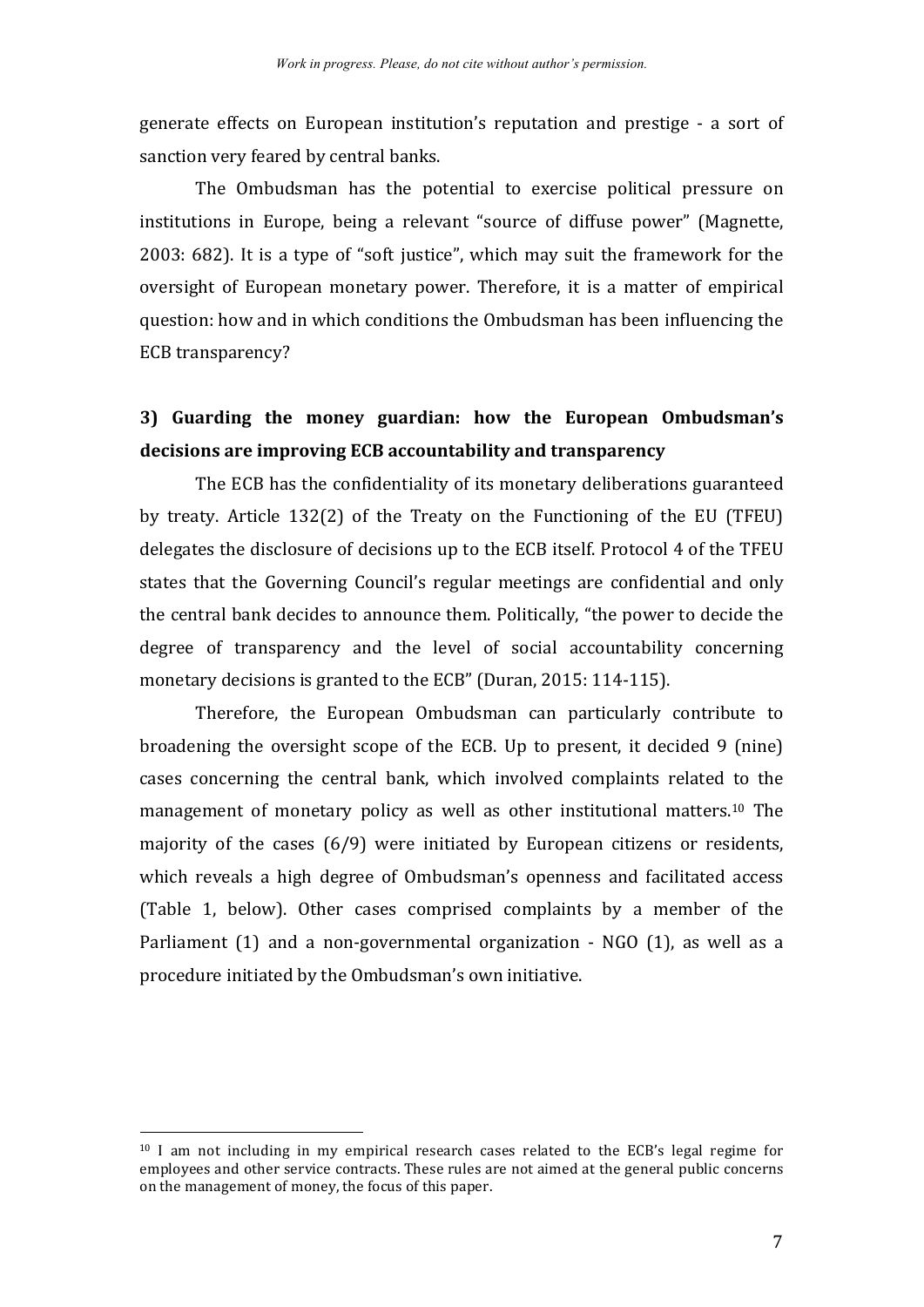generate effects on European institution's reputation and prestige - a sort of sanction very feared by central banks.

The Ombudsman has the potential to exercise political pressure on institutions in Europe, being a relevant "source of diffuse power" (Magnette, 2003: 682). It is a type of "soft justice", which may suit the framework for the oversight of European monetary power. Therefore, it is a matter of empirical question: how and in which conditions the Ombudsman has been influencing the ECB transparency?

## 3) Guarding the money guardian: how the European Ombudsman's decisions are improving ECB accountability and transparency

The ECB has the confidentiality of its monetary deliberations guaranteed by treaty. Article 132(2) of the Treaty on the Functioning of the EU (TFEU) delegates the disclosure of decisions up to the ECB itself. Protocol 4 of the TFEU states that the Governing Council's regular meetings are confidential and only the central bank decides to announce them. Politically, "the power to decide the degree of transparency and the level of social accountability concerning monetary decisions is granted to the ECB" (Duran, 2015: 114-115).

Therefore, the European Ombudsman can particularly contribute to broadening the oversight scope of the ECB. Up to present, it decided 9 (nine) cases concerning the central bank, which involved complaints related to the management of monetary policy as well as other institutional matters.[10] The majority of the cases (6/9) were initiated by European citizens or residents, which reveals a high degree of Ombudsman's openness and facilitated access (Table 1, below). Other cases comprised complaints by a member of the Parliament (1) and a non-governmental organization - NGO (1), as well as a procedure initiated by the Ombudsman's own initiative.

[10] I am not including in my empirical research cases related to the ECB's legal regime for employees and other service contracts. These rules are not aimed at the general public concerns on the management of money, the focus of this paper.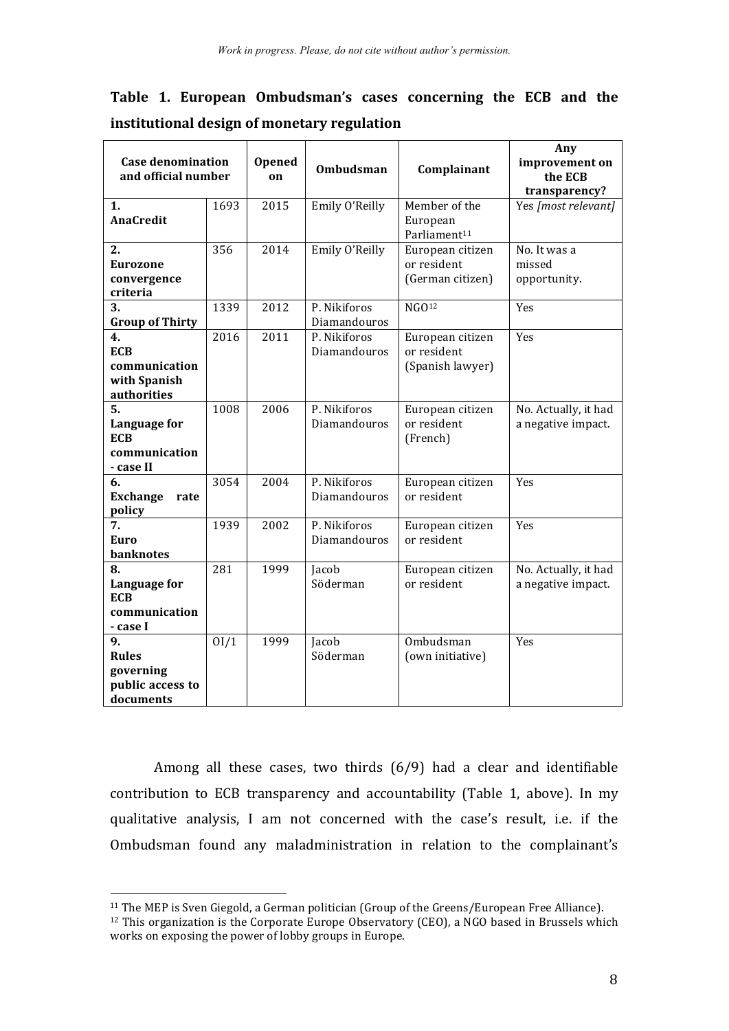**Table 1. European Ombudsman's cases concerning the ECB and the institutional design of monetary regulation**

| Case denomination and official number | | Opened on | Ombudsman | Complainant | Any improvement on the ECB transparency? |
|---|---|---|---|---|---|
| **1. AnaCredit** | 1693 | 2015 | Emily O'Reilly | Member of the European Parliament[11] | Yes *[most relevant]* |
| **2. Eurozone convergence criteria** | 356 | 2014 | Emily O'Reilly | European citizen or resident (German citizen) | No. It was a missed opportunity. |
| **3. Group of Thirty** | 1339 | 2012 | P. Nikiforos Diamandouros | NGO[12] | Yes |
| **4. ECB communication with Spanish authorities** | 2016 | 2011 | P. Nikiforos Diamandouros | European citizen or resident (Spanish lawyer) | Yes |
| **5. Language for ECB communication - case II** | 1008 | 2006 | P. Nikiforos Diamandouros | European citizen or resident (French) | No. Actually, it had a negative impact. |
| **6. Exchange rate policy** | 3054 | 2004 | P. Nikiforos Diamandouros | European citizen or resident | Yes |
| **7. Euro banknotes** | 1939 | 2002 | P. Nikiforos Diamandouros | European citizen or resident | Yes |
| **8. Language for ECB communication - case I** | 281 | 1999 | Jacob Söderman | European citizen or resident | No. Actually, it had a negative impact. |
| **9. Rules governing public access to documents** | OI/1 | 1999 | Jacob Söderman | Ombudsman (own initiative) | Yes |

Among all these cases, two thirds (6/9) had a clear and identifiable contribution to ECB transparency and accountability (Table 1, above). In my qualitative analysis, I am not concerned with the case's result, i.e. if the Ombudsman found any maladministration in relation to the complainant's

[11] The MEP is Sven Giegold, a German politician (Group of the Greens/European Free Alliance).

[12] This organization is the Corporate Europe Observatory (CEO), a NGO based in Brussels which works on exposing the power of lobby groups in Europe.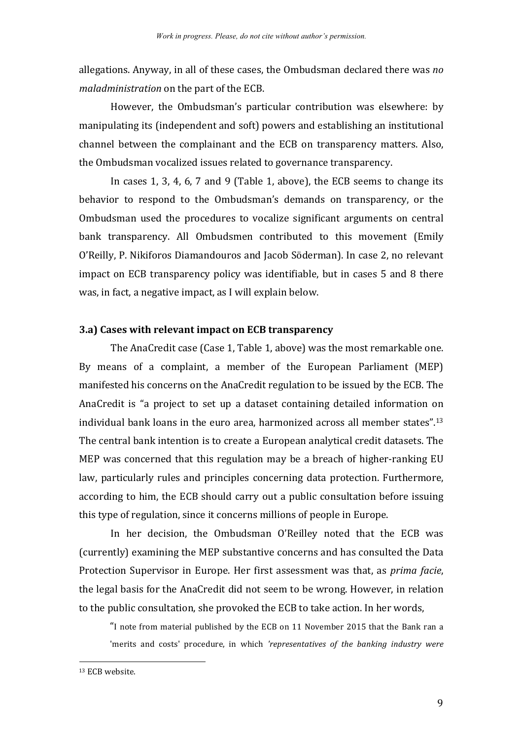allegations. Anyway, in all of these cases, the Ombudsman declared there was *no maladministration* on the part of the ECB.

However, the Ombudsman's particular contribution was elsewhere: by manipulating its (independent and soft) powers and establishing an institutional channel between the complainant and the ECB on transparency matters. Also, the Ombudsman vocalized issues related to governance transparency.

In cases 1, 3, 4, 6, 7 and 9 (Table 1, above), the ECB seems to change its behavior to respond to the Ombudsman's demands on transparency, or the Ombudsman used the procedures to vocalize significant arguments on central bank transparency. All Ombudsmen contributed to this movement (Emily O'Reilly, P. Nikiforos Diamandouros and Jacob Söderman). In case 2, no relevant impact on ECB transparency policy was identifiable, but in cases 5 and 8 there was, in fact, a negative impact, as I will explain below.

### 3.a) Cases with relevant impact on ECB transparency

The AnaCredit case (Case 1, Table 1, above) was the most remarkable one. By means of a complaint, a member of the European Parliament (MEP) manifested his concerns on the AnaCredit regulation to be issued by the ECB. The AnaCredit is "a project to set up a dataset containing detailed information on individual bank loans in the euro area, harmonized across all member states".[13] The central bank intention is to create a European analytical credit datasets. The MEP was concerned that this regulation may be a breach of higher-ranking EU law, particularly rules and principles concerning data protection. Furthermore, according to him, the ECB should carry out a public consultation before issuing this type of regulation, since it concerns millions of people in Europe.

In her decision, the Ombudsman O'Reilley noted that the ECB was (currently) examining the MEP substantive concerns and has consulted the Data Protection Supervisor in Europe. Her first assessment was that, as *prima facie*, the legal basis for the AnaCredit did not seem to be wrong. However, in relation to the public consultation, she provoked the ECB to take action. In her words,

> "I note from material published by the ECB on 11 November 2015 that the Bank ran a 'merits and costs' procedure, in which *'representatives of the banking industry were*

[13] ECB website.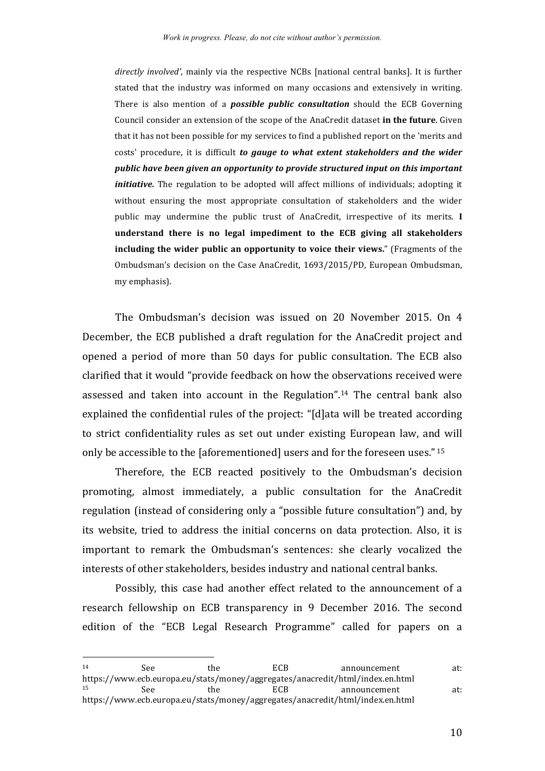> *directly involved'*, mainly via the respective NCBs [national central banks]. It is further stated that the industry was informed on many occasions and extensively in writing. There is also mention of a ***possible public consultation*** should the ECB Governing Council consider an extension of the scope of the AnaCredit dataset **in the future**. Given that it has not been possible for my services to find a published report on the 'merits and costs' procedure, it is difficult ***to gauge to what extent stakeholders and the wider public have been given an opportunity to provide structured input on this important initiative.*** The regulation to be adopted will affect millions of individuals; adopting it without ensuring the most appropriate consultation of stakeholders and the wider public may undermine the public trust of AnaCredit, irrespective of its merits. **I understand there is no legal impediment to the ECB giving all stakeholders including the wider public an opportunity to voice their views.**" (Fragments of the Ombudsman's decision on the Case AnaCredit, 1693/2015/PD, European Ombudsman, my emphasis).

The Ombudsman's decision was issued on 20 November 2015. On 4 December, the ECB published a draft regulation for the AnaCredit project and opened a period of more than 50 days for public consultation. The ECB also clarified that it would "provide feedback on how the observations received were assessed and taken into account in the Regulation".[14] The central bank also explained the confidential rules of the project: "[d]ata will be treated according to strict confidentiality rules as set out under existing European law, and will only be accessible to the [aforementioned] users and for the foreseen uses." [15]

Therefore, the ECB reacted positively to the Ombudsman's decision promoting, almost immediately, a public consultation for the AnaCredit regulation (instead of considering only a "possible future consultation") and, by its website, tried to address the initial concerns on data protection. Also, it is important to remark the Ombudsman's sentences: she clearly vocalized the interests of other stakeholders, besides industry and national central banks.

Possibly, this case had another effect related to the announcement of a research fellowship on ECB transparency in 9 December 2016. The second edition of the "ECB Legal Research Programme" called for papers on a

---

[14] See the ECB announcement at: https://www.ecb.europa.eu/stats/money/aggregates/anacredit/html/index.en.html

[15] See the ECB announcement at: https://www.ecb.europa.eu/stats/money/aggregates/anacredit/html/index.en.html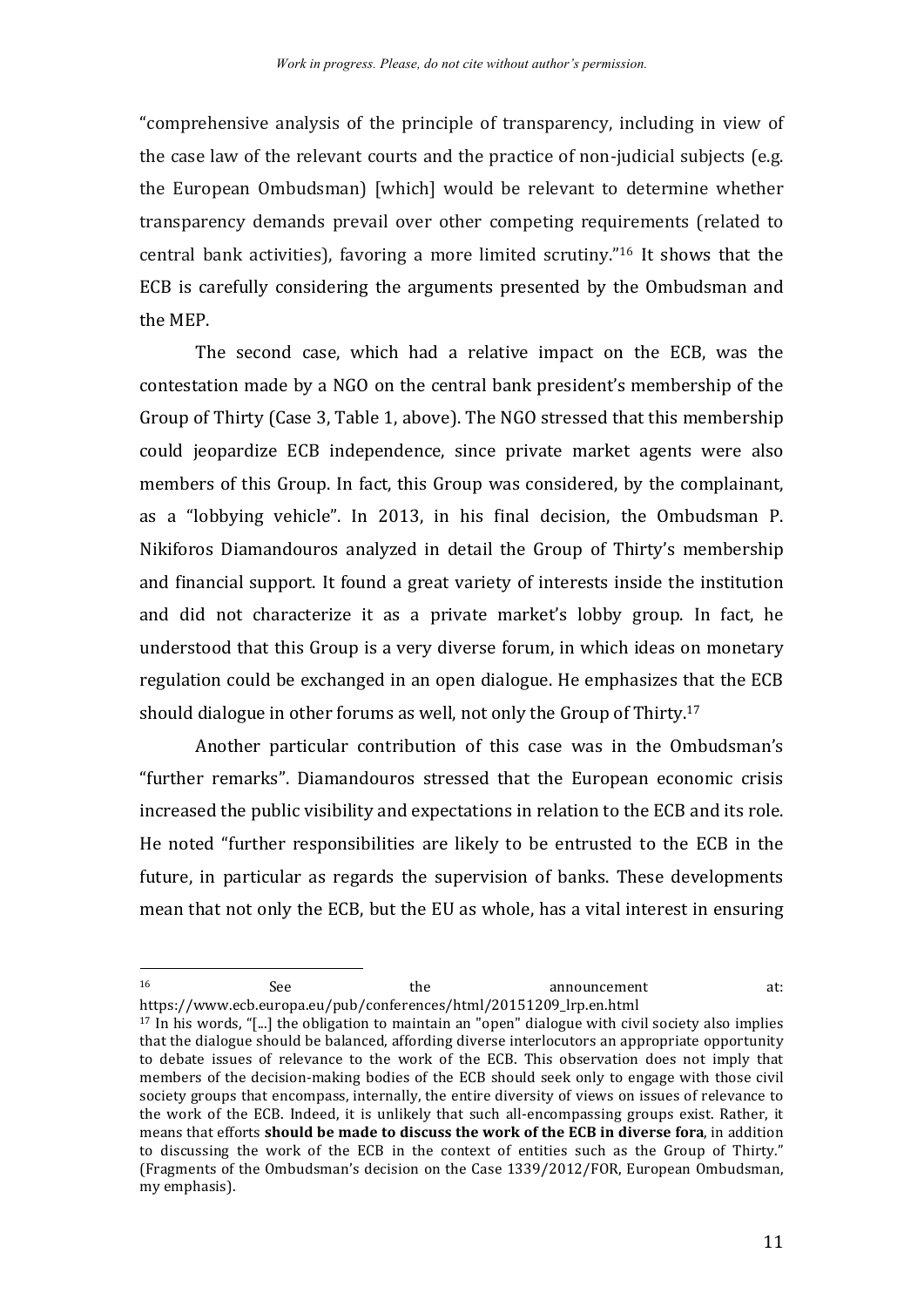"comprehensive analysis of the principle of transparency, including in view of the case law of the relevant courts and the practice of non-judicial subjects (e.g. the European Ombudsman) [which] would be relevant to determine whether transparency demands prevail over other competing requirements (related to central bank activities), favoring a more limited scrutiny."[16] It shows that the ECB is carefully considering the arguments presented by the Ombudsman and the MEP.

The second case, which had a relative impact on the ECB, was the contestation made by a NGO on the central bank president's membership of the Group of Thirty (Case 3, Table 1, above). The NGO stressed that this membership could jeopardize ECB independence, since private market agents were also members of this Group. In fact, this Group was considered, by the complainant, as a "lobbying vehicle". In 2013, in his final decision, the Ombudsman P. Nikiforos Diamandouros analyzed in detail the Group of Thirty's membership and financial support. It found a great variety of interests inside the institution and did not characterize it as a private market's lobby group. In fact, he understood that this Group is a very diverse forum, in which ideas on monetary regulation could be exchanged in an open dialogue. He emphasizes that the ECB should dialogue in other forums as well, not only the Group of Thirty.[17]

Another particular contribution of this case was in the Ombudsman's "further remarks". Diamandouros stressed that the European economic crisis increased the public visibility and expectations in relation to the ECB and its role. He noted "further responsibilities are likely to be entrusted to the ECB in the future, in particular as regards the supervision of banks. These developments mean that not only the ECB, but the EU as whole, has a vital interest in ensuring

---

[16] See the announcement at: https://www.ecb.europa.eu/pub/conferences/html/20151209_lrp.en.html

[17] In his words, "[...] the obligation to maintain an "open" dialogue with civil society also implies that the dialogue should be balanced, affording diverse interlocutors an appropriate opportunity to debate issues of relevance to the work of the ECB. This observation does not imply that members of the decision-making bodies of the ECB should seek only to engage with those civil society groups that encompass, internally, the entire diversity of views on issues of relevance to the work of the ECB. Indeed, it is unlikely that such all-encompassing groups exist. Rather, it means that efforts **should be made to discuss the work of the ECB in diverse fora**, in addition to discussing the work of the ECB in the context of entities such as the Group of Thirty." (Fragments of the Ombudsman's decision on the Case 1339/2012/FOR, European Ombudsman, my emphasis).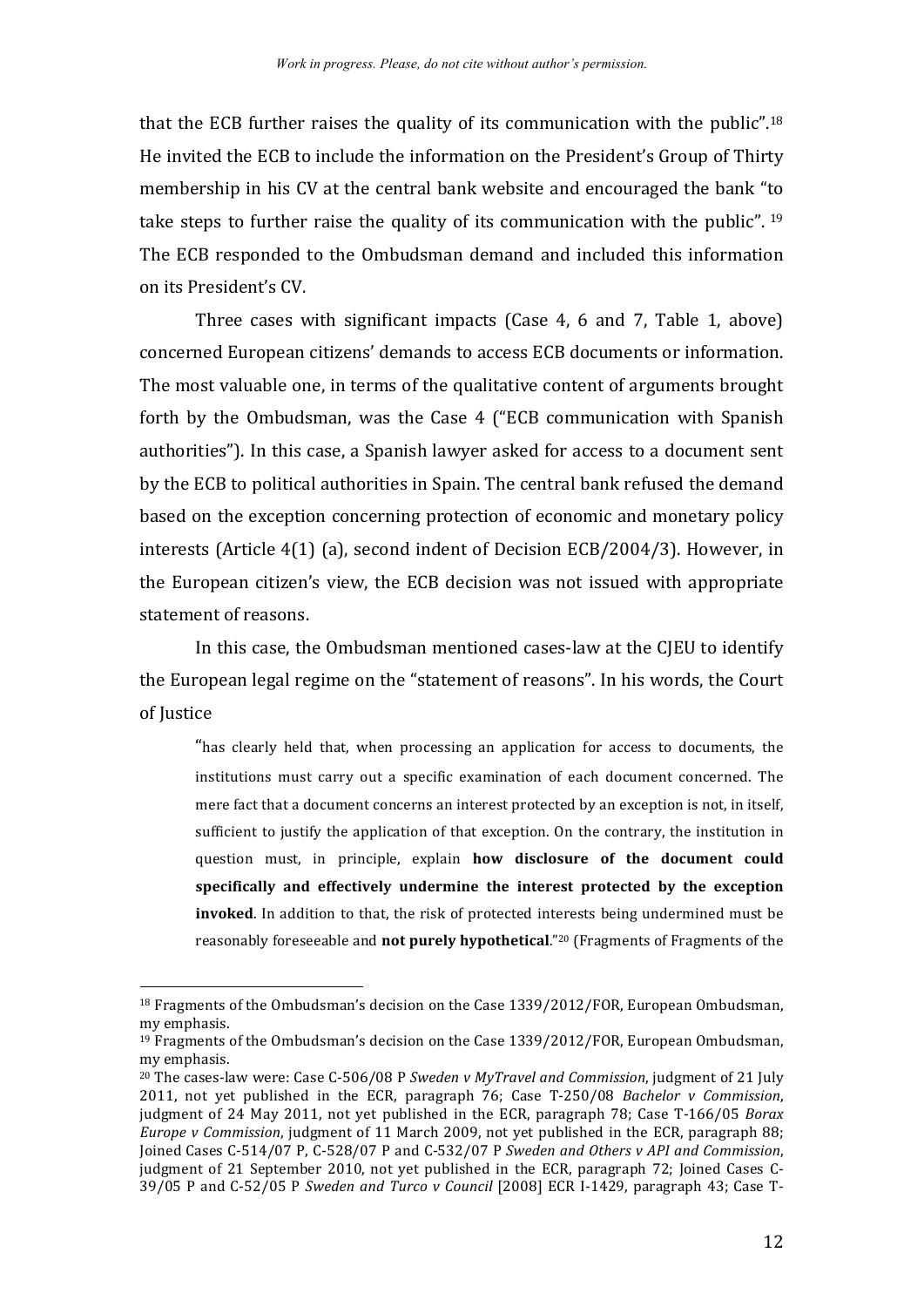that the ECB further raises the quality of its communication with the public".[18] He invited the ECB to include the information on the President's Group of Thirty membership in his CV at the central bank website and encouraged the bank "to take steps to further raise the quality of its communication with the public". [19] The ECB responded to the Ombudsman demand and included this information on its President's CV.

Three cases with significant impacts (Case 4, 6 and 7, Table 1, above) concerned European citizens' demands to access ECB documents or information. The most valuable one, in terms of the qualitative content of arguments brought forth by the Ombudsman, was the Case 4 ("ECB communication with Spanish authorities"). In this case, a Spanish lawyer asked for access to a document sent by the ECB to political authorities in Spain. The central bank refused the demand based on the exception concerning protection of economic and monetary policy interests (Article 4(1) (a), second indent of Decision ECB/2004/3). However, in the European citizen's view, the ECB decision was not issued with appropriate statement of reasons.

In this case, the Ombudsman mentioned cases-law at the CJEU to identify the European legal regime on the "statement of reasons". In his words, the Court of Justice

> "has clearly held that, when processing an application for access to documents, the institutions must carry out a specific examination of each document concerned. The mere fact that a document concerns an interest protected by an exception is not, in itself, sufficient to justify the application of that exception. On the contrary, the institution in question must, in principle, explain **how disclosure of the document could specifically and effectively undermine the interest protected by the exception invoked**. In addition to that, the risk of protected interests being undermined must be reasonably foreseeable and **not purely hypothetical**."[20] (Fragments of Fragments of the

---

[18] Fragments of the Ombudsman's decision on the Case 1339/2012/FOR, European Ombudsman, my emphasis.

[19] Fragments of the Ombudsman's decision on the Case 1339/2012/FOR, European Ombudsman, my emphasis.

[20] The cases-law were: Case C-506/08 P *Sweden v MyTravel and Commission*, judgment of 21 July 2011, not yet published in the ECR, paragraph 76; Case T-250/08 *Bachelor v Commission*, judgment of 24 May 2011, not yet published in the ECR, paragraph 78; Case T-166/05 *Borax Europe v Commission*, judgment of 11 March 2009, not yet published in the ECR, paragraph 88; Joined Cases C-514/07 P, C-528/07 P and C-532/07 P *Sweden and Others v API and Commission*, judgment of 21 September 2010, not yet published in the ECR, paragraph 72; Joined Cases C-39/05 P and C-52/05 P *Sweden and Turco v Council* [2008] ECR I-1429, paragraph 43; Case T-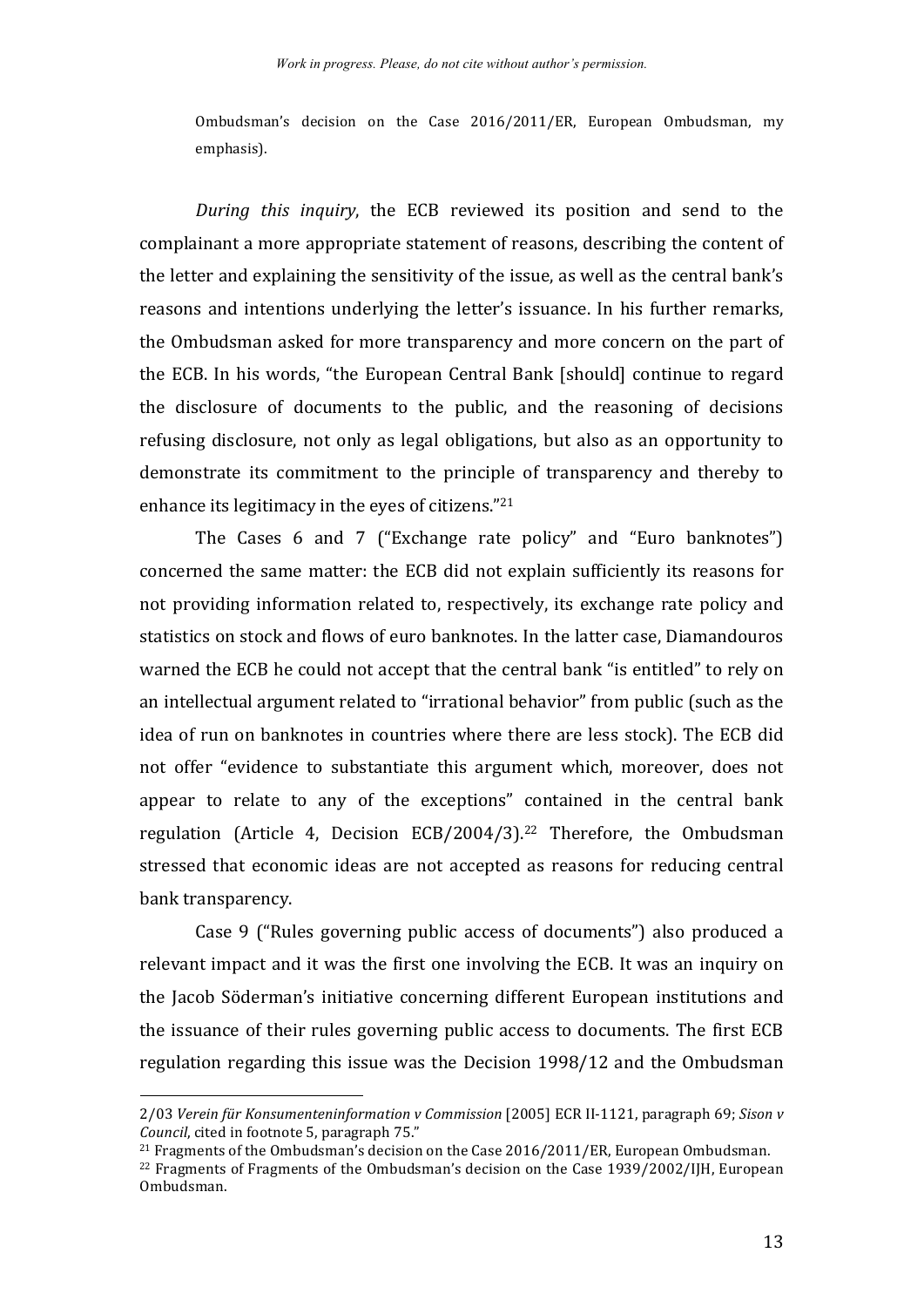Ombudsman's decision on the Case 2016/2011/ER, European Ombudsman, my emphasis).

*During this inquiry*, the ECB reviewed its position and send to the complainant a more appropriate statement of reasons, describing the content of the letter and explaining the sensitivity of the issue, as well as the central bank's reasons and intentions underlying the letter's issuance. In his further remarks, the Ombudsman asked for more transparency and more concern on the part of the ECB. In his words, "the European Central Bank [should] continue to regard the disclosure of documents to the public, and the reasoning of decisions refusing disclosure, not only as legal obligations, but also as an opportunity to demonstrate its commitment to the principle of transparency and thereby to enhance its legitimacy in the eyes of citizens."[21]

The Cases 6 and 7 ("Exchange rate policy" and "Euro banknotes") concerned the same matter: the ECB did not explain sufficiently its reasons for not providing information related to, respectively, its exchange rate policy and statistics on stock and flows of euro banknotes. In the latter case, Diamandouros warned the ECB he could not accept that the central bank "is entitled" to rely on an intellectual argument related to "irrational behavior" from public (such as the idea of run on banknotes in countries where there are less stock). The ECB did not offer "evidence to substantiate this argument which, moreover, does not appear to relate to any of the exceptions" contained in the central bank regulation (Article 4, Decision ECB/2004/3).[22] Therefore, the Ombudsman stressed that economic ideas are not accepted as reasons for reducing central bank transparency.

Case 9 ("Rules governing public access of documents") also produced a relevant impact and it was the first one involving the ECB. It was an inquiry on the Jacob Söderman's initiative concerning different European institutions and the issuance of their rules governing public access to documents. The first ECB regulation regarding this issue was the Decision 1998/12 and the Ombudsman

---

2/03 *Verein für Konsumenteninformation v Commission* [2005] ECR II-1121, paragraph 69; *Sison v Council*, cited in footnote 5, paragraph 75."

[21] Fragments of the Ombudsman's decision on the Case 2016/2011/ER, European Ombudsman.

[22] Fragments of Fragments of the Ombudsman's decision on the Case 1939/2002/IJH, European Ombudsman.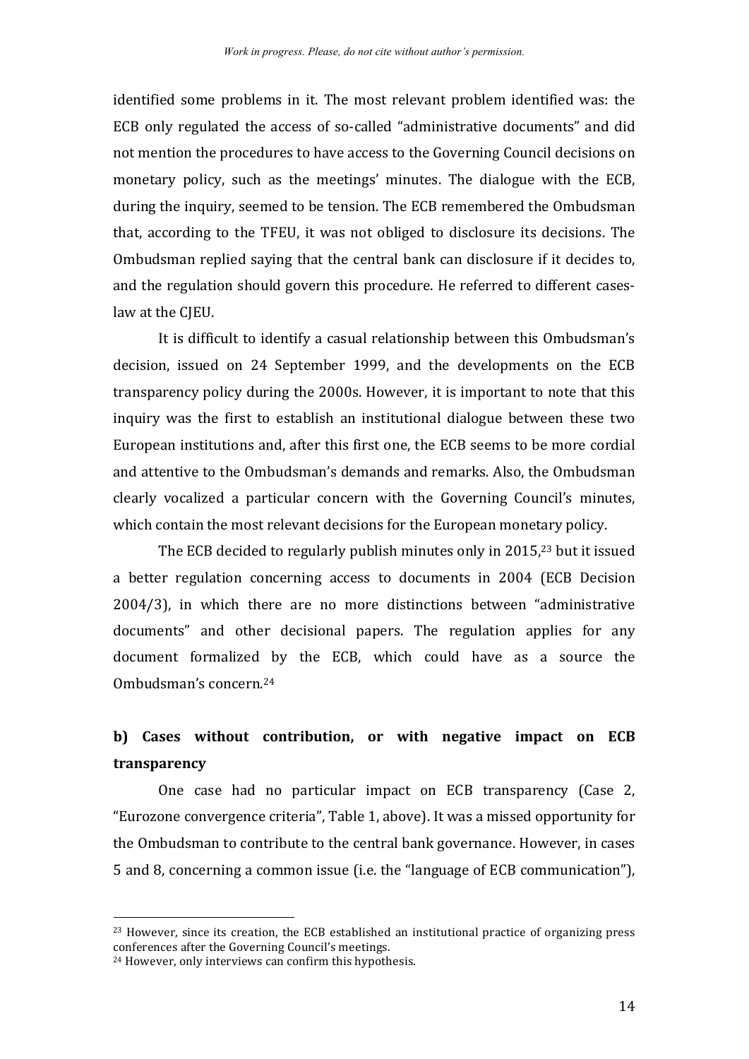identified some problems in it. The most relevant problem identified was: the ECB only regulated the access of so-called "administrative documents" and did not mention the procedures to have access to the Governing Council decisions on monetary policy, such as the meetings' minutes. The dialogue with the ECB, during the inquiry, seemed to be tension. The ECB remembered the Ombudsman that, according to the TFEU, it was not obliged to disclosure its decisions. The Ombudsman replied saying that the central bank can disclosure if it decides to, and the regulation should govern this procedure. He referred to different cases-law at the CJEU.

It is difficult to identify a casual relationship between this Ombudsman's decision, issued on 24 September 1999, and the developments on the ECB transparency policy during the 2000s. However, it is important to note that this inquiry was the first to establish an institutional dialogue between these two European institutions and, after this first one, the ECB seems to be more cordial and attentive to the Ombudsman's demands and remarks. Also, the Ombudsman clearly vocalized a particular concern with the Governing Council's minutes, which contain the most relevant decisions for the European monetary policy.

The ECB decided to regularly publish minutes only in 2015,[23] but it issued a better regulation concerning access to documents in 2004 (ECB Decision 2004/3), in which there are no more distinctions between "administrative documents" and other decisional papers. The regulation applies for any document formalized by the ECB, which could have as a source the Ombudsman's concern.[24]

### b) Cases without contribution, or with negative impact on ECB transparency

One case had no particular impact on ECB transparency (Case 2, "Eurozone convergence criteria", Table 1, above). It was a missed opportunity for the Ombudsman to contribute to the central bank governance. However, in cases 5 and 8, concerning a common issue (i.e. the "language of ECB communication"),

---

[23] However, since its creation, the ECB established an institutional practice of organizing press conferences after the Governing Council's meetings.

[24] However, only interviews can confirm this hypothesis.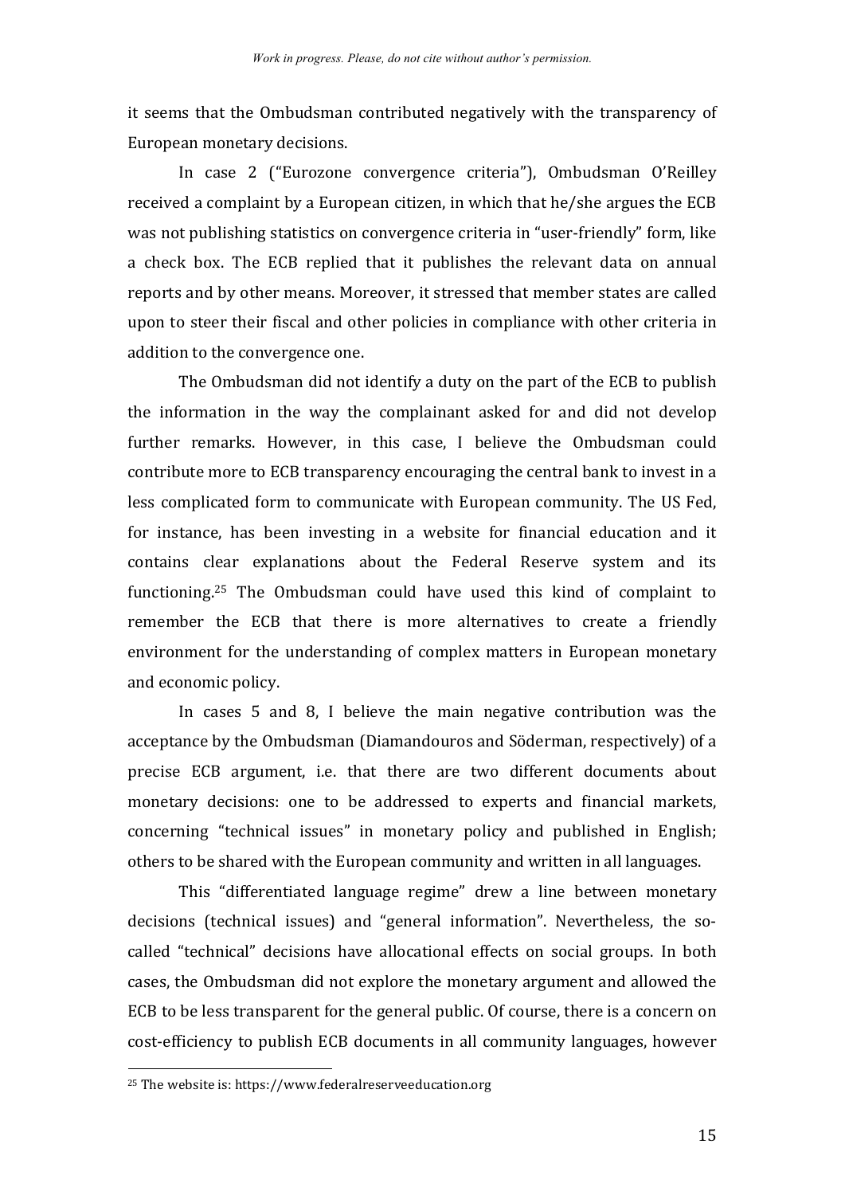it seems that the Ombudsman contributed negatively with the transparency of European monetary decisions.

In case 2 ("Eurozone convergence criteria"), Ombudsman O'Reilley received a complaint by a European citizen, in which that he/she argues the ECB was not publishing statistics on convergence criteria in "user-friendly" form, like a check box. The ECB replied that it publishes the relevant data on annual reports and by other means. Moreover, it stressed that member states are called upon to steer their fiscal and other policies in compliance with other criteria in addition to the convergence one.

The Ombudsman did not identify a duty on the part of the ECB to publish the information in the way the complainant asked for and did not develop further remarks. However, in this case, I believe the Ombudsman could contribute more to ECB transparency encouraging the central bank to invest in a less complicated form to communicate with European community. The US Fed, for instance, has been investing in a website for financial education and it contains clear explanations about the Federal Reserve system and its functioning.[25] The Ombudsman could have used this kind of complaint to remember the ECB that there is more alternatives to create a friendly environment for the understanding of complex matters in European monetary and economic policy.

In cases 5 and 8, I believe the main negative contribution was the acceptance by the Ombudsman (Diamandouros and Söderman, respectively) of a precise ECB argument, i.e. that there are two different documents about monetary decisions: one to be addressed to experts and financial markets, concerning "technical issues" in monetary policy and published in English; others to be shared with the European community and written in all languages.

This "differentiated language regime" drew a line between monetary decisions (technical issues) and "general information". Nevertheless, the so-called "technical" decisions have allocational effects on social groups. In both cases, the Ombudsman did not explore the monetary argument and allowed the ECB to be less transparent for the general public. Of course, there is a concern on cost-efficiency to publish ECB documents in all community languages, however

[25] The website is: https://www.federalreserveeducation.org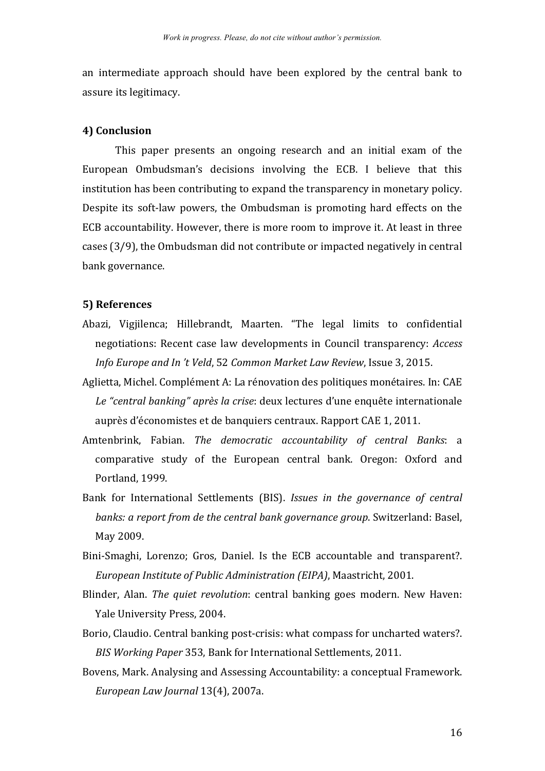an intermediate approach should have been explored by the central bank to assure its legitimacy.

## 4) Conclusion

This paper presents an ongoing research and an initial exam of the European Ombudsman's decisions involving the ECB. I believe that this institution has been contributing to expand the transparency in monetary policy. Despite its soft-law powers, the Ombudsman is promoting hard effects on the ECB accountability. However, there is more room to improve it. At least in three cases (3/9), the Ombudsman did not contribute or impacted negatively in central bank governance.

## 5) References

Abazi, Vigjilenca; Hillebrandt, Maarten. "The legal limits to confidential negotiations: Recent case law developments in Council transparency: *Access Info Europe and In 't Veld*, 52 *Common Market Law Review*, Issue 3, 2015.

Aglietta, Michel. Complément A: La rénovation des politiques monétaires. In: CAE *Le "central banking" après la crise*: deux lectures d'une enquête internationale auprès d'économistes et de banquiers centraux. Rapport CAE 1, 2011.

Amtenbrink, Fabian. *The democratic accountability of central Banks*: a comparative study of the European central bank. Oregon: Oxford and Portland, 1999.

Bank for International Settlements (BIS). *Issues in the governance of central banks: a report from de the central bank governance group*. Switzerland: Basel, May 2009.

Bini-Smaghi, Lorenzo; Gros, Daniel. Is the ECB accountable and transparent?. *European Institute of Public Administration (EIPA)*, Maastricht, 2001.

Blinder, Alan. *The quiet revolution*: central banking goes modern. New Haven: Yale University Press, 2004.

Borio, Claudio. Central banking post-crisis: what compass for uncharted waters?. *BIS Working Paper* 353, Bank for International Settlements, 2011.

Bovens, Mark. Analysing and Assessing Accountability: a conceptual Framework. *European Law Journal* 13(4), 2007a.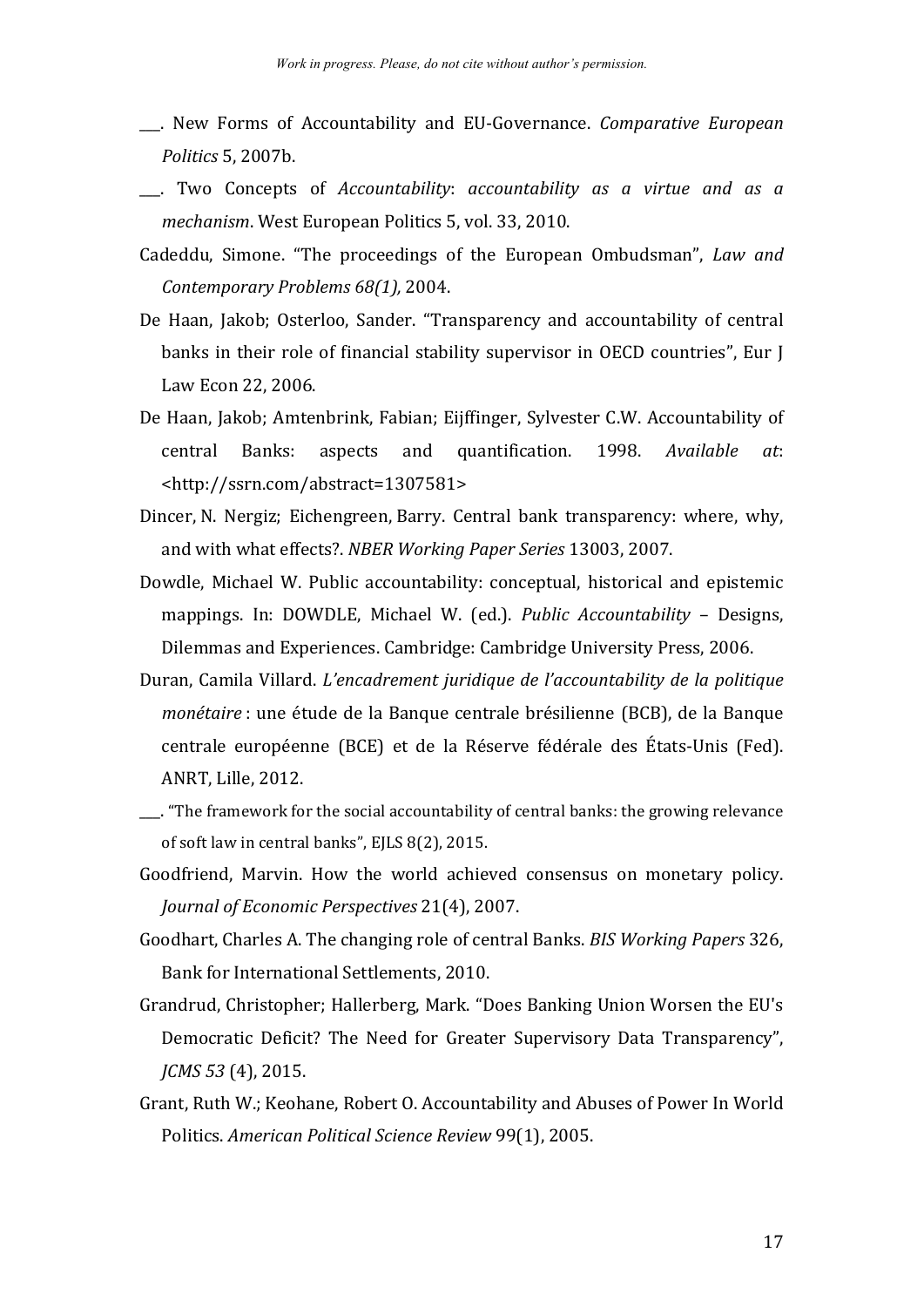___. New Forms of Accountability and EU-Governance. *Comparative European Politics* 5, 2007b.

___. Two Concepts of *Accountability*: *accountability as a virtue and as a mechanism*. West European Politics 5, vol. 33, 2010.

Cadeddu, Simone. "The proceedings of the European Ombudsman", *Law and Contemporary Problems 68(1),* 2004.

De Haan, Jakob; Osterloo, Sander. "Transparency and accountability of central banks in their role of financial stability supervisor in OECD countries", Eur J Law Econ 22, 2006.

De Haan, Jakob; Amtenbrink, Fabian; Eijffinger, Sylvester C.W. Accountability of central Banks: aspects and quantification. 1998. *Available at*: <http://ssrn.com/abstract=1307581>

Dincer, N. Nergiz; Eichengreen, Barry. Central bank transparency: where, why, and with what effects?. *NBER Working Paper Series* 13003, 2007.

Dowdle, Michael W. Public accountability: conceptual, historical and epistemic mappings. In: DOWDLE, Michael W. (ed.). *Public Accountability* – Designs, Dilemmas and Experiences. Cambridge: Cambridge University Press, 2006.

Duran, Camila Villard. *L'encadrement juridique de l'accountability de la politique monétaire* : une étude de la Banque centrale brésilienne (BCB), de la Banque centrale européenne (BCE) et de la Réserve fédérale des États-Unis (Fed). ANRT, Lille, 2012.

___. "The framework for the social accountability of central banks: the growing relevance of soft law in central banks", EJLS 8(2), 2015.

Goodfriend, Marvin. How the world achieved consensus on monetary policy. *Journal of Economic Perspectives* 21(4), 2007.

Goodhart, Charles A. The changing role of central Banks. *BIS Working Papers* 326, Bank for International Settlements, 2010.

Grandrud, Christopher; Hallerberg, Mark. "Does Banking Union Worsen the EU's Democratic Deficit? The Need for Greater Supervisory Data Transparency", *JCMS 53* (4), 2015.

Grant, Ruth W.; Keohane, Robert O. Accountability and Abuses of Power In World Politics. *American Political Science Review* 99(1), 2005.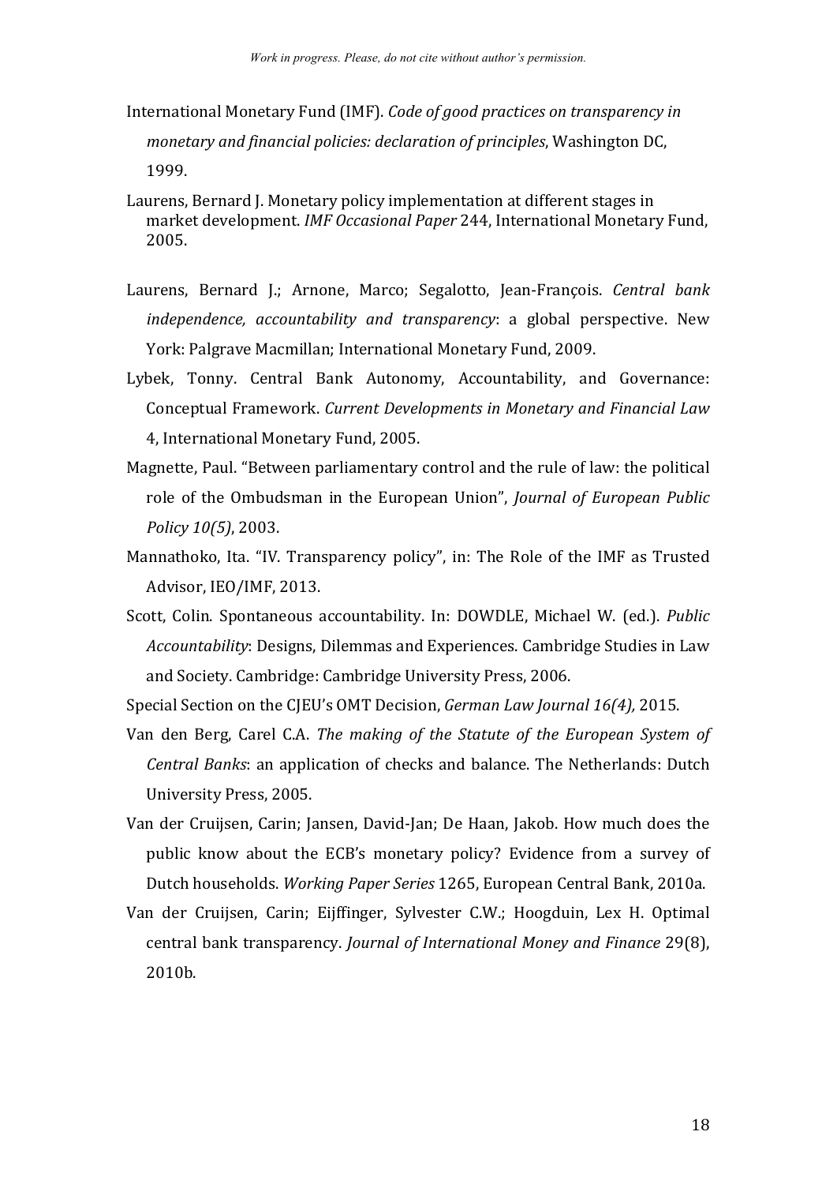International Monetary Fund (IMF). *Code of good practices on transparency in monetary and financial policies: declaration of principles*, Washington DC, 1999.

Laurens, Bernard J. Monetary policy implementation at different stages in market development. *IMF Occasional Paper* 244, International Monetary Fund, 2005.

Laurens, Bernard J.; Arnone, Marco; Segalotto, Jean-François. *Central bank independence, accountability and transparency*: a global perspective. New York: Palgrave Macmillan; International Monetary Fund, 2009.

Lybek, Tonny. Central Bank Autonomy, Accountability, and Governance: Conceptual Framework. *Current Developments in Monetary and Financial Law* 4, International Monetary Fund, 2005.

Magnette, Paul. "Between parliamentary control and the rule of law: the political role of the Ombudsman in the European Union", *Journal of European Public Policy 10(5)*, 2003.

Mannathoko, Ita. "IV. Transparency policy", in: The Role of the IMF as Trusted Advisor, IEO/IMF, 2013.

Scott, Colin. Spontaneous accountability. In: DOWDLE, Michael W. (ed.). *Public Accountability*: Designs, Dilemmas and Experiences. Cambridge Studies in Law and Society. Cambridge: Cambridge University Press, 2006.

Special Section on the CJEU's OMT Decision, *German Law Journal 16(4),* 2015.

Van den Berg, Carel C.A. *The making of the Statute of the European System of Central Banks*: an application of checks and balance. The Netherlands: Dutch University Press, 2005.

Van der Cruijsen, Carin; Jansen, David-Jan; De Haan, Jakob. How much does the public know about the ECB's monetary policy? Evidence from a survey of Dutch households. *Working Paper Series* 1265, European Central Bank, 2010a.

Van der Cruijsen, Carin; Eijffinger, Sylvester C.W.; Hoogduin, Lex H. Optimal central bank transparency. *Journal of International Money and Finance* 29(8), 2010b.